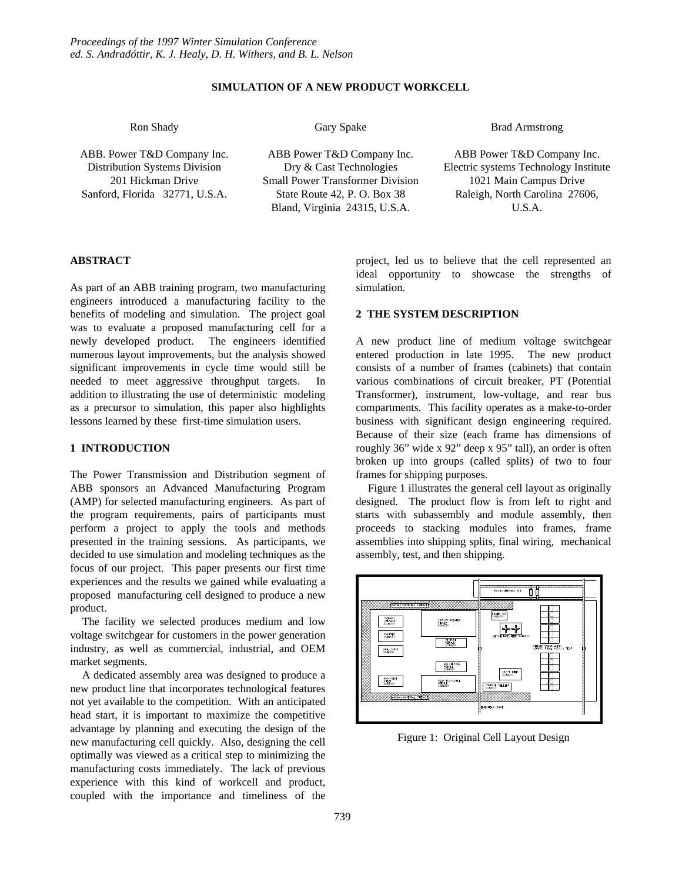*Proceedings of the 1997 Winter Simulation Conference*
*ed. S. Andradóttir, K. J. Healy, D. H. Withers, and B. L. Nelson*

# SIMULATION OF A NEW PRODUCT WORKCELL

Ron Shady
ABB. Power T&D Company Inc.
Distribution Systems Division
201 Hickman Drive
Sanford, Florida 32771, U.S.A.

Gary Spake
ABB Power T&D Company Inc.
Dry & Cast Technologies
Small Power Transformer Division
State Route 42, P. O. Box 38
Bland, Virginia 24315, U.S.A.

Brad Armstrong
ABB Power T&D Company Inc.
Electric systems Technology Institute
1021 Main Campus Drive
Raleigh, North Carolina 27606, U.S.A.

## ABSTRACT

As part of an ABB training program, two manufacturing engineers introduced a manufacturing facility to the benefits of modeling and simulation. The project goal was to evaluate a proposed manufacturing cell for a newly developed product. The engineers identified numerous layout improvements, but the analysis showed significant improvements in cycle time would still be needed to meet aggressive throughput targets. In addition to illustrating the use of deterministic modeling as a precursor to simulation, this paper also highlights lessons learned by these first-time simulation users.

## 1 INTRODUCTION

The Power Transmission and Distribution segment of ABB sponsors an Advanced Manufacturing Program (AMP) for selected manufacturing engineers. As part of the program requirements, pairs of participants must perform a project to apply the tools and methods presented in the training sessions. As participants, we decided to use simulation and modeling techniques as the focus of our project. This paper presents our first time experiences and the results we gained while evaluating a proposed manufacturing cell designed to produce a new product.

The facility we selected produces medium and low voltage switchgear for customers in the power generation industry, as well as commercial, industrial, and OEM market segments.

A dedicated assembly area was designed to produce a new product line that incorporates technological features not yet available to the competition. With an anticipated head start, it is important to maximize the competitive advantage by planning and executing the design of the new manufacturing cell quickly. Also, designing the cell optimally was viewed as a critical step to minimizing the manufacturing costs immediately. The lack of previous experience with this kind of workcell and product, coupled with the importance and timeliness of the project, led us to believe that the cell represented an ideal opportunity to showcase the strengths of simulation.

## 2 THE SYSTEM DESCRIPTION

A new product line of medium voltage switchgear entered production in late 1995. The new product consists of a number of frames (cabinets) that contain various combinations of circuit breaker, PT (Potential Transformer), instrument, low-voltage, and rear bus compartments. This facility operates as a make-to-order business with significant design engineering required. Because of their size (each frame has dimensions of roughly 36" wide x 92" deep x 95" tall), an order is often broken up into groups (called splits) of two to four frames for shipping purposes.

Figure 1 illustrates the general cell layout as originally designed. The product flow is from left to right and starts with subassembly and module assembly, then proceeds to stacking modules into frames, frame assemblies into shipping splits, final wiring, mechanical assembly, test, and then shipping.

Figure 1: Original Cell Layout Design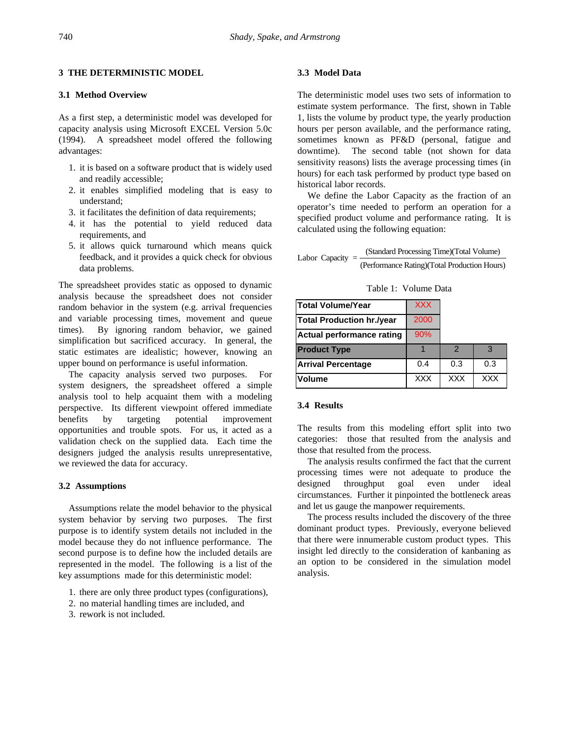## 3 THE DETERMINISTIC MODEL

### 3.1 Method Overview

As a first step, a deterministic model was developed for capacity analysis using Microsoft EXCEL Version 5.0c (1994). A spreadsheet model offered the following advantages:

1. it is based on a software product that is widely used and readily accessible;
2. it enables simplified modeling that is easy to understand;
3. it facilitates the definition of data requirements;
4. it has the potential to yield reduced data requirements, and
5. it allows quick turnaround which means quick feedback, and it provides a quick check for obvious data problems.

The spreadsheet provides static as opposed to dynamic analysis because the spreadsheet does not consider random behavior in the system (e.g. arrival frequencies and variable processing times, movement and queue times). By ignoring random behavior, we gained simplification but sacrificed accuracy. In general, the static estimates are idealistic; however, knowing an upper bound on performance is useful information.

The capacity analysis served two purposes. For system designers, the spreadsheet offered a simple analysis tool to help acquaint them with a modeling perspective. Its different viewpoint offered immediate benefits by targeting potential improvement opportunities and trouble spots. For us, it acted as a validation check on the supplied data. Each time the designers judged the analysis results unrepresentative, we reviewed the data for accuracy.

### 3.2 Assumptions

Assumptions relate the model behavior to the physical system behavior by serving two purposes. The first purpose is to identify system details not included in the model because they do not influence performance. The second purpose is to define how the included details are represented in the model. The following is a list of the key assumptions made for this deterministic model:

1. there are only three product types (configurations),
2. no material handling times are included, and
3. rework is not included.

### 3.3 Model Data

The deterministic model uses two sets of information to estimate system performance. The first, shown in Table 1, lists the volume by product type, the yearly production hours per person available, and the performance rating, sometimes known as PF&D (personal, fatigue and downtime). The second table (not shown for data sensitivity reasons) lists the average processing times (in hours) for each task performed by product type based on historical labor records.

We define the Labor Capacity as the fraction of an operator's time needed to perform an operation for a specified product volume and performance rating. It is calculated using the following equation:

$$\text{Labor Capacity} = \frac{(\text{Standard Processing Time})(\text{Total Volume})}{(\text{Performance Rating})(\text{Total Production Hours})}$$

Table 1: Volume Data

| Total Volume/Year | XXX | | |
|---|---|---|---|
| Total Production hr./year | 2000 | | |
| Actual performance rating | 90% | | |
| **Product Type** | 1 | 2 | 3 |
| Arrival Percentage | 0.4 | 0.3 | 0.3 |
| Volume | XXX | XXX | XXX |

### 3.4 Results

The results from this modeling effort split into two categories: those that resulted from the analysis and those that resulted from the process.

The analysis results confirmed the fact that the current processing times were not adequate to produce the designed throughput goal even under ideal circumstances. Further it pinpointed the bottleneck areas and let us gauge the manpower requirements.

The process results included the discovery of the three dominant product types. Previously, everyone believed that there were innumerable custom product types. This insight led directly to the consideration of kanbaning as an option to be considered in the simulation model analysis.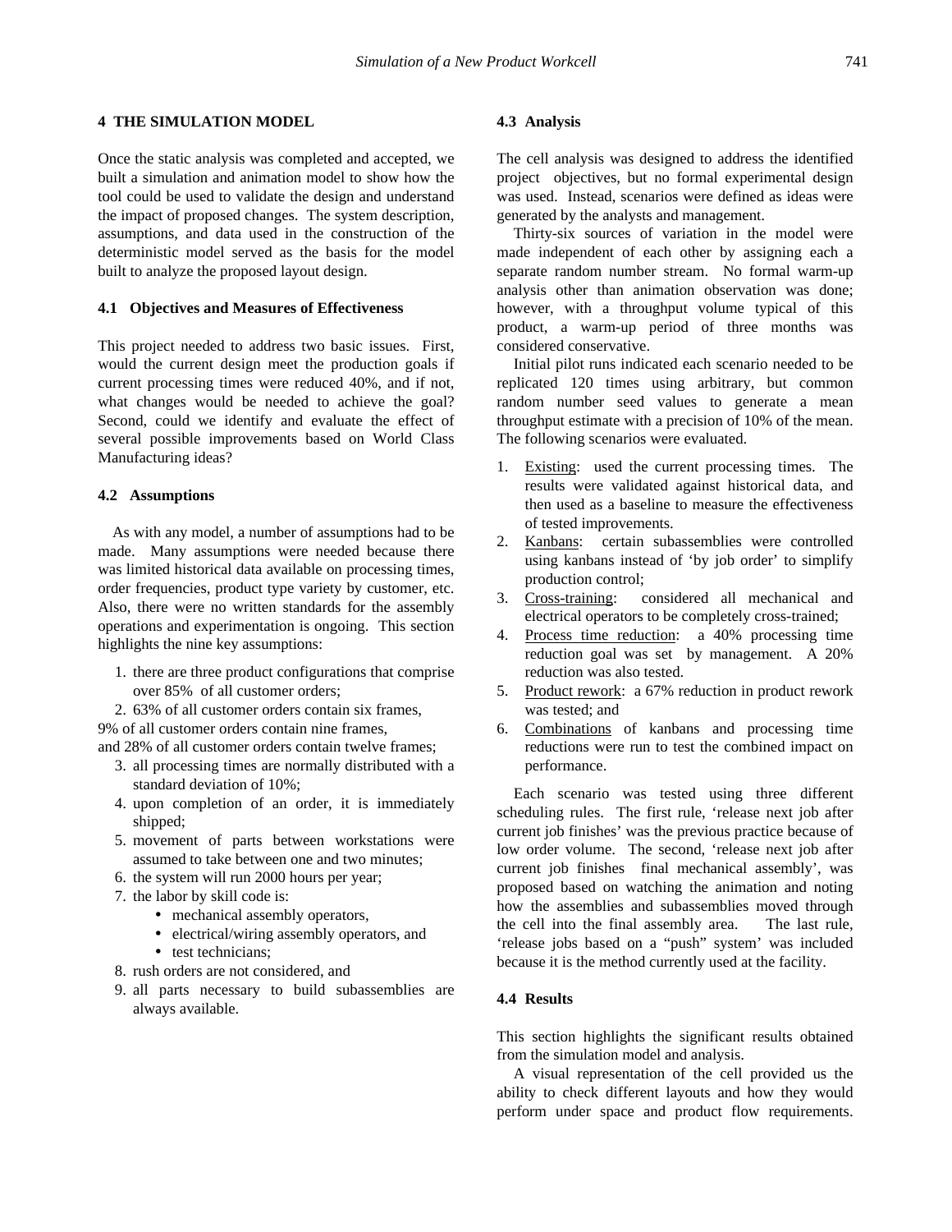## 4 THE SIMULATION MODEL

Once the static analysis was completed and accepted, we built a simulation and animation model to show how the tool could be used to validate the design and understand the impact of proposed changes. The system description, assumptions, and data used in the construction of the deterministic model served as the basis for the model built to analyze the proposed layout design.

### 4.1 Objectives and Measures of Effectiveness

This project needed to address two basic issues. First, would the current design meet the production goals if current processing times were reduced 40%, and if not, what changes would be needed to achieve the goal? Second, could we identify and evaluate the effect of several possible improvements based on World Class Manufacturing ideas?

### 4.2 Assumptions

As with any model, a number of assumptions had to be made. Many assumptions were needed because there was limited historical data available on processing times, order frequencies, product type variety by customer, etc. Also, there were no written standards for the assembly operations and experimentation is ongoing. This section highlights the nine key assumptions:

1. there are three product configurations that comprise over 85% of all customer orders;
2. 63% of all customer orders contain six frames, 9% of all customer orders contain nine frames, and 28% of all customer orders contain twelve frames;
3. all processing times are normally distributed with a standard deviation of 10%;
4. upon completion of an order, it is immediately shipped;
5. movement of parts between workstations were assumed to take between one and two minutes;
6. the system will run 2000 hours per year;
7. the labor by skill code is:
   - mechanical assembly operators,
   - electrical/wiring assembly operators, and
   - test technicians;
8. rush orders are not considered, and
9. all parts necessary to build subassemblies are always available.

### 4.3 Analysis

The cell analysis was designed to address the identified project objectives, but no formal experimental design was used. Instead, scenarios were defined as ideas were generated by the analysts and management.

Thirty-six sources of variation in the model were made independent of each other by assigning each a separate random number stream. No formal warm-up analysis other than animation observation was done; however, with a throughput volume typical of this product, a warm-up period of three months was considered conservative.

Initial pilot runs indicated each scenario needed to be replicated 120 times using arbitrary, but common random number seed values to generate a mean throughput estimate with a precision of 10% of the mean. The following scenarios were evaluated.

1. Existing: used the current processing times. The results were validated against historical data, and then used as a baseline to measure the effectiveness of tested improvements.
2. Kanbans: certain subassemblies were controlled using kanbans instead of 'by job order' to simplify production control;
3. Cross-training: considered all mechanical and electrical operators to be completely cross-trained;
4. Process time reduction: a 40% processing time reduction goal was set by management. A 20% reduction was also tested.
5. Product rework: a 67% reduction in product rework was tested; and
6. Combinations of kanbans and processing time reductions were run to test the combined impact on performance.

Each scenario was tested using three different scheduling rules. The first rule, 'release next job after current job finishes' was the previous practice because of low order volume. The second, 'release next job after current job finishes final mechanical assembly', was proposed based on watching the animation and noting how the assemblies and subassemblies moved through the cell into the final assembly area. The last rule, 'release jobs based on a "push" system' was included because it is the method currently used at the facility.

### 4.4 Results

This section highlights the significant results obtained from the simulation model and analysis.

A visual representation of the cell provided us the ability to check different layouts and how they would perform under space and product flow requirements.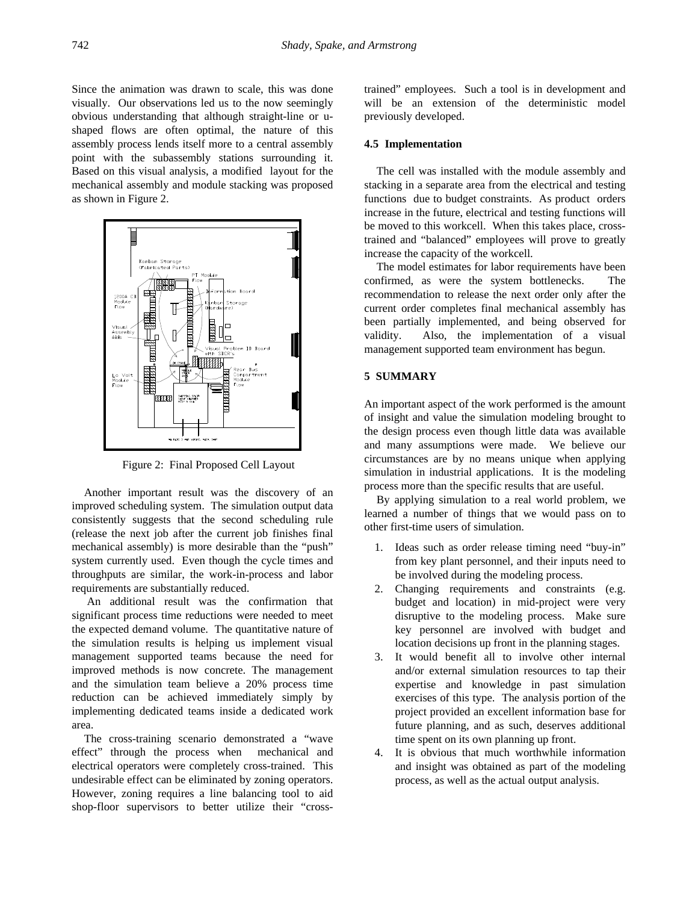Since the animation was drawn to scale, this was done visually. Our observations led us to the now seemingly obvious understanding that although straight-line or u-shaped flows are often optimal, the nature of this assembly process lends itself more to a central assembly point with the subassembly stations surrounding it. Based on this visual analysis, a modified layout for the mechanical assembly and module stacking was proposed as shown in Figure 2.

Figure 2: Final Proposed Cell Layout

Another important result was the discovery of an improved scheduling system. The simulation output data consistently suggests that the second scheduling rule (release the next job after the current job finishes final mechanical assembly) is more desirable than the "push" system currently used. Even though the cycle times and throughputs are similar, the work-in-process and labor requirements are substantially reduced.

An additional result was the confirmation that significant process time reductions were needed to meet the expected demand volume. The quantitative nature of the simulation results is helping us implement visual management supported teams because the need for improved methods is now concrete. The management and the simulation team believe a 20% process time reduction can be achieved immediately simply by implementing dedicated teams inside a dedicated work area.

The cross-training scenario demonstrated a "wave effect" through the process when mechanical and electrical operators were completely cross-trained. This undesirable effect can be eliminated by zoning operators. However, zoning requires a line balancing tool to aid shop-floor supervisors to better utilize their "cross-trained" employees. Such a tool is in development and will be an extension of the deterministic model previously developed.

### 4.5 Implementation

The cell was installed with the module assembly and stacking in a separate area from the electrical and testing functions due to budget constraints. As product orders increase in the future, electrical and testing functions will be moved to this workcell. When this takes place, cross-trained and "balanced" employees will prove to greatly increase the capacity of the workcell.

The model estimates for labor requirements have been confirmed, as were the system bottlenecks. The recommendation to release the next order only after the current order completes final mechanical assembly has been partially implemented, and being observed for validity. Also, the implementation of a visual management supported team environment has begun.

## 5 SUMMARY

An important aspect of the work performed is the amount of insight and value the simulation modeling brought to the design process even though little data was available and many assumptions were made. We believe our circumstances are by no means unique when applying simulation in industrial applications. It is the modeling process more than the specific results that are useful.

By applying simulation to a real world problem, we learned a number of things that we would pass on to other first-time users of simulation.

1. Ideas such as order release timing need "buy-in" from key plant personnel, and their inputs need to be involved during the modeling process.
2. Changing requirements and constraints (e.g. budget and location) in mid-project were very disruptive to the modeling process. Make sure key personnel are involved with budget and location decisions up front in the planning stages.
3. It would benefit all to involve other internal and/or external simulation resources to tap their expertise and knowledge in past simulation exercises of this type. The analysis portion of the project provided an excellent information base for future planning, and as such, deserves additional time spent on its own planning up front.
4. It is obvious that much worthwhile information and insight was obtained as part of the modeling process, as well as the actual output analysis.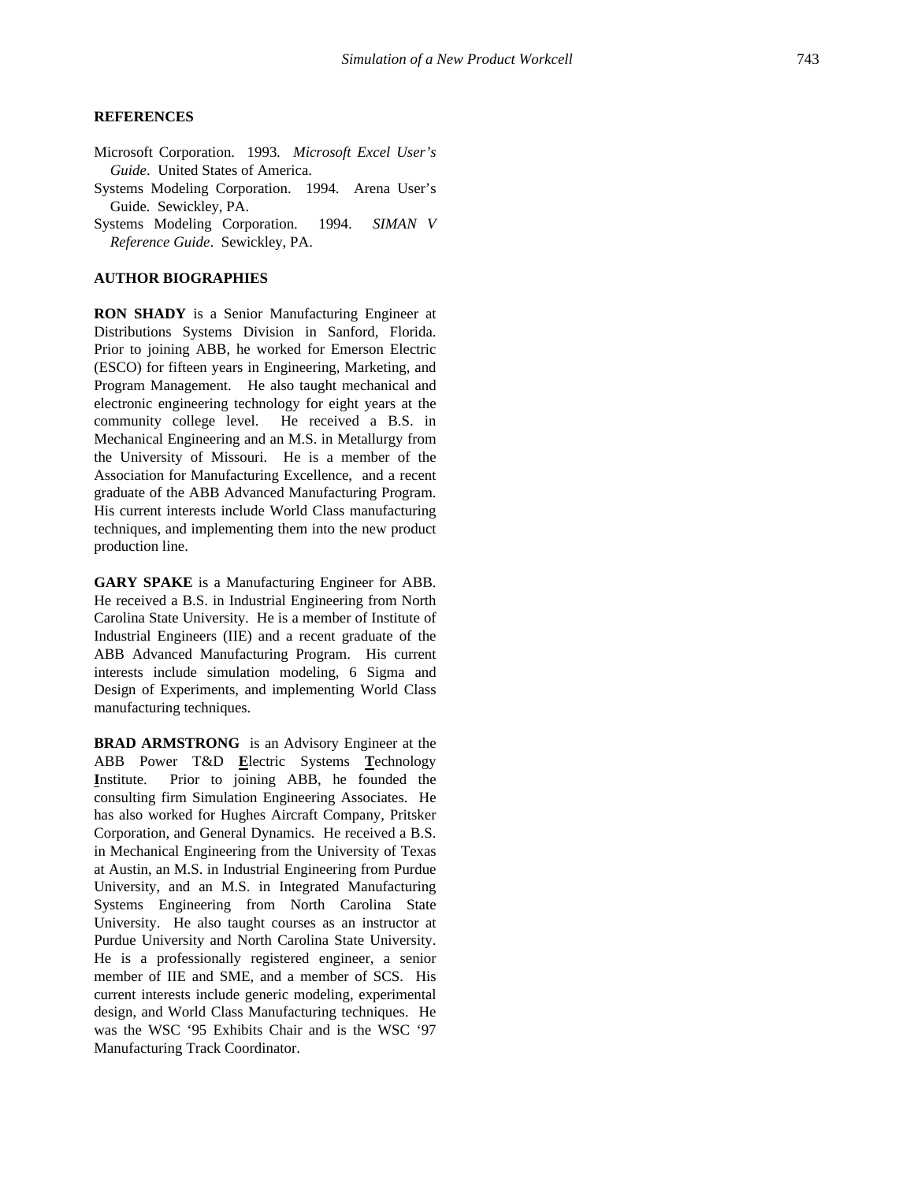## REFERENCES

Microsoft Corporation. 1993. *Microsoft Excel User's Guide*. United States of America.

Systems Modeling Corporation. 1994. Arena User's Guide. Sewickley, PA.

Systems Modeling Corporation. 1994. *SIMAN V Reference Guide*. Sewickley, PA.

## AUTHOR BIOGRAPHIES

**RON SHADY** is a Senior Manufacturing Engineer at Distributions Systems Division in Sanford, Florida. Prior to joining ABB, he worked for Emerson Electric (ESCO) for fifteen years in Engineering, Marketing, and Program Management. He also taught mechanical and electronic engineering technology for eight years at the community college level. He received a B.S. in Mechanical Engineering and an M.S. in Metallurgy from the University of Missouri. He is a member of the Association for Manufacturing Excellence, and a recent graduate of the ABB Advanced Manufacturing Program. His current interests include World Class manufacturing techniques, and implementing them into the new product production line.

**GARY SPAKE** is a Manufacturing Engineer for ABB. He received a B.S. in Industrial Engineering from North Carolina State University. He is a member of Institute of Industrial Engineers (IIE) and a recent graduate of the ABB Advanced Manufacturing Program. His current interests include simulation modeling, 6 Sigma and Design of Experiments, and implementing World Class manufacturing techniques.

**BRAD ARMSTRONG** is an Advisory Engineer at the ABB Power T&D **E**lectric Systems **T**echnology **I**nstitute. Prior to joining ABB, he founded the consulting firm Simulation Engineering Associates. He has also worked for Hughes Aircraft Company, Pritsker Corporation, and General Dynamics. He received a B.S. in Mechanical Engineering from the University of Texas at Austin, an M.S. in Industrial Engineering from Purdue University, and an M.S. in Integrated Manufacturing Systems Engineering from North Carolina State University. He also taught courses as an instructor at Purdue University and North Carolina State University. He is a professionally registered engineer, a senior member of IIE and SME, and a member of SCS. His current interests include generic modeling, experimental design, and World Class Manufacturing techniques. He was the WSC '95 Exhibits Chair and is the WSC '97 Manufacturing Track Coordinator.